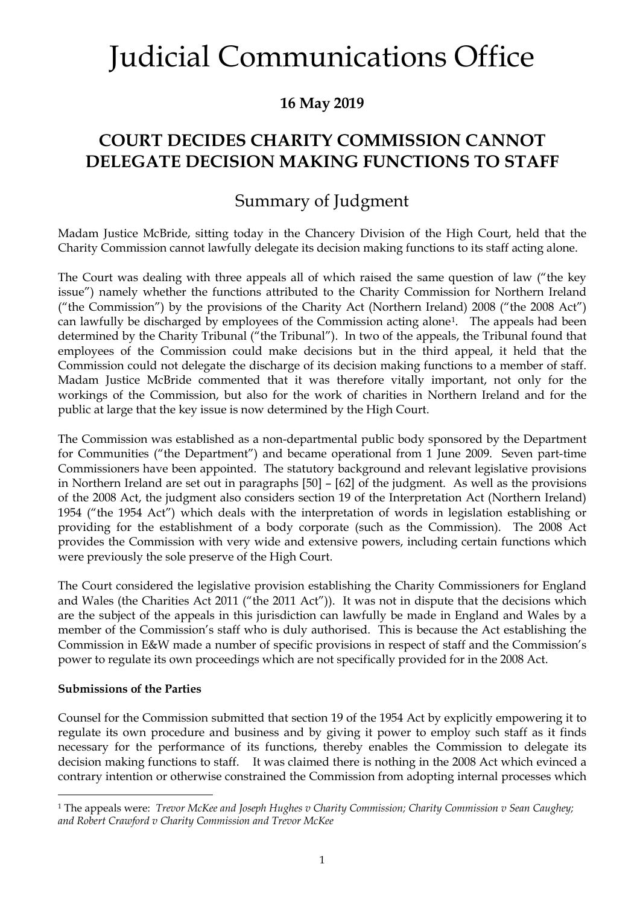# Judicial Communications Office

**16 May 2019**

## COURT DECIDES CHARITY COMMISSION CANNOT DELEGATE DECISION MAKING FUNCTIONS TO STAFF

## Summary of Judgment

Madam Justice McBride, sitting today in the Chancery Division of the High Court, held that the Charity Commission cannot lawfully delegate its decision making functions to its staff acting alone.

The Court was dealing with three appeals all of which raised the same question of law ("the key issue") namely whether the functions attributed to the Charity Commission for Northern Ireland ("the Commission") by the provisions of the Charity Act (Northern Ireland) 2008 ("the 2008 Act") can lawfully be discharged by employees of the Commission acting alone[1]. The appeals had been determined by the Charity Tribunal ("the Tribunal"). In two of the appeals, the Tribunal found that employees of the Commission could make decisions but in the third appeal, it held that the Commission could not delegate the discharge of its decision making functions to a member of staff. Madam Justice McBride commented that it was therefore vitally important, not only for the workings of the Commission, but also for the work of charities in Northern Ireland and for the public at large that the key issue is now determined by the High Court.

The Commission was established as a non-departmental public body sponsored by the Department for Communities ("the Department") and became operational from 1 June 2009. Seven part-time Commissioners have been appointed. The statutory background and relevant legislative provisions in Northern Ireland are set out in paragraphs [50] – [62] of the judgment. As well as the provisions of the 2008 Act, the judgment also considers section 19 of the Interpretation Act (Northern Ireland) 1954 ("the 1954 Act") which deals with the interpretation of words in legislation establishing or providing for the establishment of a body corporate (such as the Commission). The 2008 Act provides the Commission with very wide and extensive powers, including certain functions which were previously the sole preserve of the High Court.

The Court considered the legislative provision establishing the Charity Commissioners for England and Wales (the Charities Act 2011 ("the 2011 Act")). It was not in dispute that the decisions which are the subject of the appeals in this jurisdiction can lawfully be made in England and Wales by a member of the Commission's staff who is duly authorised. This is because the Act establishing the Commission in E&W made a number of specific provisions in respect of staff and the Commission's power to regulate its own proceedings which are not specifically provided for in the 2008 Act.

**Submissions of the Parties**

Counsel for the Commission submitted that section 19 of the 1954 Act by explicitly empowering it to regulate its own procedure and business and by giving it power to employ such staff as it finds necessary for the performance of its functions, thereby enables the Commission to delegate its decision making functions to staff. It was claimed there is nothing in the 2008 Act which evinced a contrary intention or otherwise constrained the Commission from adopting internal processes which

---

[1] The appeals were: *Trevor McKee and Joseph Hughes v Charity Commission; Charity Commission v Sean Caughey; and Robert Crawford v Charity Commission and Trevor McKee*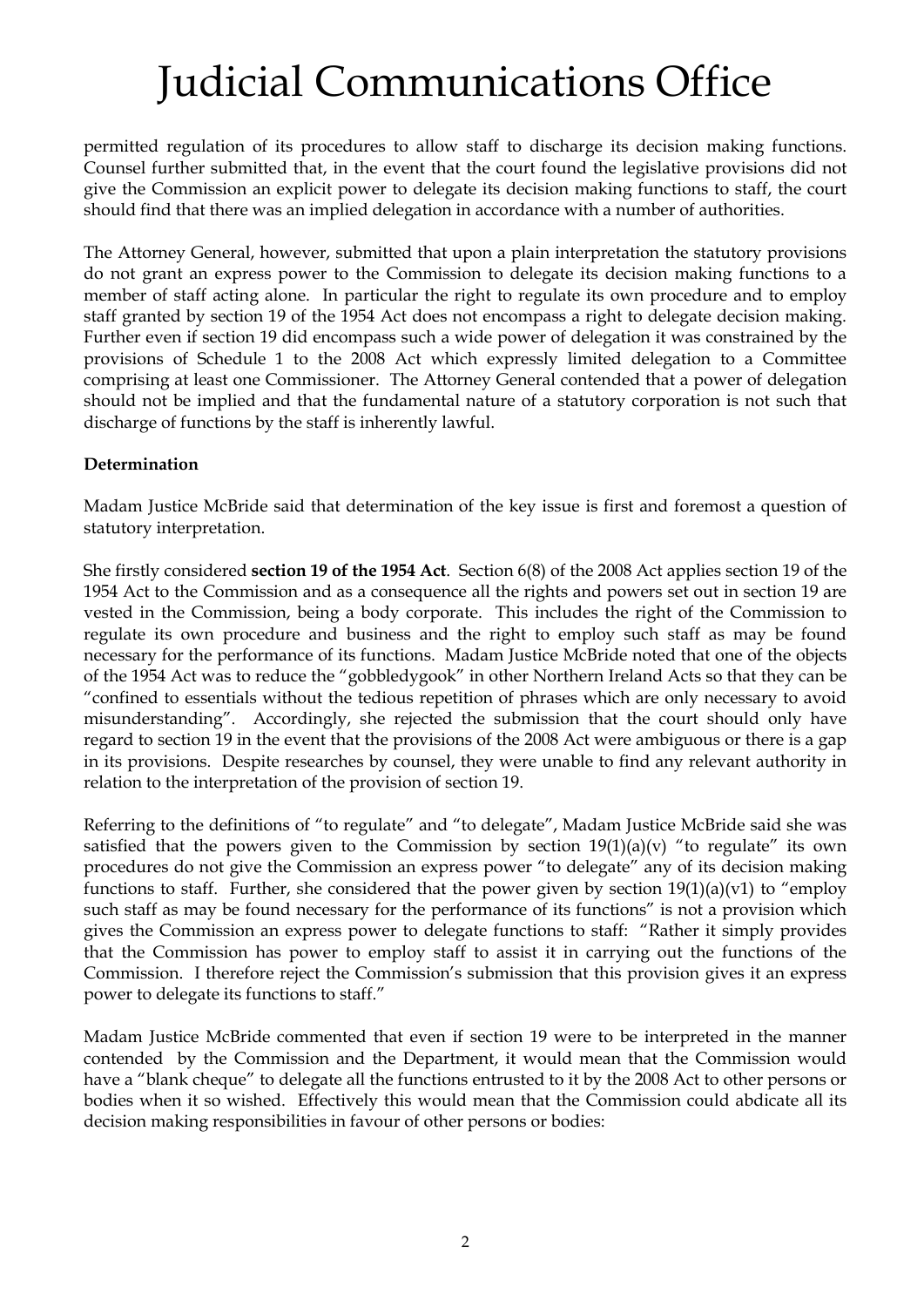permitted regulation of its procedures to allow staff to discharge its decision making functions. Counsel further submitted that, in the event that the court found the legislative provisions did not give the Commission an explicit power to delegate its decision making functions to staff, the court should find that there was an implied delegation in accordance with a number of authorities.

The Attorney General, however, submitted that upon a plain interpretation the statutory provisions do not grant an express power to the Commission to delegate its decision making functions to a member of staff acting alone. In particular the right to regulate its own procedure and to employ staff granted by section 19 of the 1954 Act does not encompass a right to delegate decision making. Further even if section 19 did encompass such a wide power of delegation it was constrained by the provisions of Schedule 1 to the 2008 Act which expressly limited delegation to a Committee comprising at least one Commissioner. The Attorney General contended that a power of delegation should not be implied and that the fundamental nature of a statutory corporation is not such that discharge of functions by the staff is inherently lawful.

**Determination**

Madam Justice McBride said that determination of the key issue is first and foremost a question of statutory interpretation.

She firstly considered **section 19 of the 1954 Act**. Section 6(8) of the 2008 Act applies section 19 of the 1954 Act to the Commission and as a consequence all the rights and powers set out in section 19 are vested in the Commission, being a body corporate. This includes the right of the Commission to regulate its own procedure and business and the right to employ such staff as may be found necessary for the performance of its functions. Madam Justice McBride noted that one of the objects of the 1954 Act was to reduce the "gobbledygook" in other Northern Ireland Acts so that they can be "confined to essentials without the tedious repetition of phrases which are only necessary to avoid misunderstanding". Accordingly, she rejected the submission that the court should only have regard to section 19 in the event that the provisions of the 2008 Act were ambiguous or there is a gap in its provisions. Despite researches by counsel, they were unable to find any relevant authority in relation to the interpretation of the provision of section 19.

Referring to the definitions of "to regulate" and "to delegate", Madam Justice McBride said she was satisfied that the powers given to the Commission by section 19(1)(a)(v) "to regulate" its own procedures do not give the Commission an express power "to delegate" any of its decision making functions to staff. Further, she considered that the power given by section 19(1)(a)(v1) to "employ such staff as may be found necessary for the performance of its functions" is not a provision which gives the Commission an express power to delegate functions to staff: "Rather it simply provides that the Commission has power to employ staff to assist it in carrying out the functions of the Commission. I therefore reject the Commission's submission that this provision gives it an express power to delegate its functions to staff."

Madam Justice McBride commented that even if section 19 were to be interpreted in the manner contended by the Commission and the Department, it would mean that the Commission would have a "blank cheque" to delegate all the functions entrusted to it by the 2008 Act to other persons or bodies when it so wished. Effectively this would mean that the Commission could abdicate all its decision making responsibilities in favour of other persons or bodies: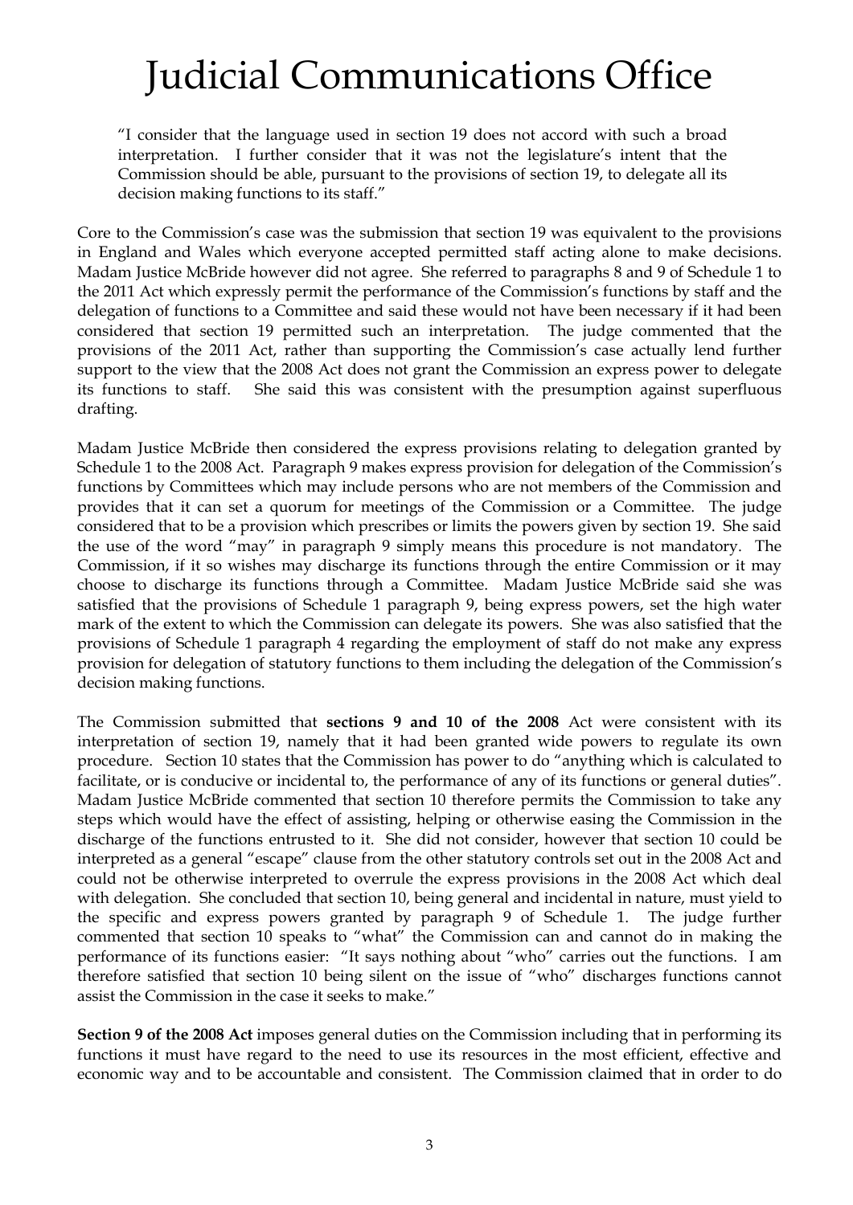"I consider that the language used in section 19 does not accord with such a broad interpretation. I further consider that it was not the legislature's intent that the Commission should be able, pursuant to the provisions of section 19, to delegate all its decision making functions to its staff."

Core to the Commission's case was the submission that section 19 was equivalent to the provisions in England and Wales which everyone accepted permitted staff acting alone to make decisions. Madam Justice McBride however did not agree. She referred to paragraphs 8 and 9 of Schedule 1 to the 2011 Act which expressly permit the performance of the Commission's functions by staff and the delegation of functions to a Committee and said these would not have been necessary if it had been considered that section 19 permitted such an interpretation. The judge commented that the provisions of the 2011 Act, rather than supporting the Commission's case actually lend further support to the view that the 2008 Act does not grant the Commission an express power to delegate its functions to staff. She said this was consistent with the presumption against superfluous drafting.

Madam Justice McBride then considered the express provisions relating to delegation granted by Schedule 1 to the 2008 Act. Paragraph 9 makes express provision for delegation of the Commission's functions by Committees which may include persons who are not members of the Commission and provides that it can set a quorum for meetings of the Commission or a Committee. The judge considered that to be a provision which prescribes or limits the powers given by section 19. She said the use of the word "may" in paragraph 9 simply means this procedure is not mandatory. The Commission, if it so wishes may discharge its functions through the entire Commission or it may choose to discharge its functions through a Committee. Madam Justice McBride said she was satisfied that the provisions of Schedule 1 paragraph 9, being express powers, set the high water mark of the extent to which the Commission can delegate its powers. She was also satisfied that the provisions of Schedule 1 paragraph 4 regarding the employment of staff do not make any express provision for delegation of statutory functions to them including the delegation of the Commission's decision making functions.

The Commission submitted that **sections 9 and 10 of the 2008** Act were consistent with its interpretation of section 19, namely that it had been granted wide powers to regulate its own procedure. Section 10 states that the Commission has power to do "anything which is calculated to facilitate, or is conducive or incidental to, the performance of any of its functions or general duties". Madam Justice McBride commented that section 10 therefore permits the Commission to take any steps which would have the effect of assisting, helping or otherwise easing the Commission in the discharge of the functions entrusted to it. She did not consider, however that section 10 could be interpreted as a general "escape" clause from the other statutory controls set out in the 2008 Act and could not be otherwise interpreted to overrule the express provisions in the 2008 Act which deal with delegation. She concluded that section 10, being general and incidental in nature, must yield to the specific and express powers granted by paragraph 9 of Schedule 1. The judge further commented that section 10 speaks to "what" the Commission can and cannot do in making the performance of its functions easier: "It says nothing about "who" carries out the functions. I am therefore satisfied that section 10 being silent on the issue of "who" discharges functions cannot assist the Commission in the case it seeks to make."

**Section 9 of the 2008 Act** imposes general duties on the Commission including that in performing its functions it must have regard to the need to use its resources in the most efficient, effective and economic way and to be accountable and consistent. The Commission claimed that in order to do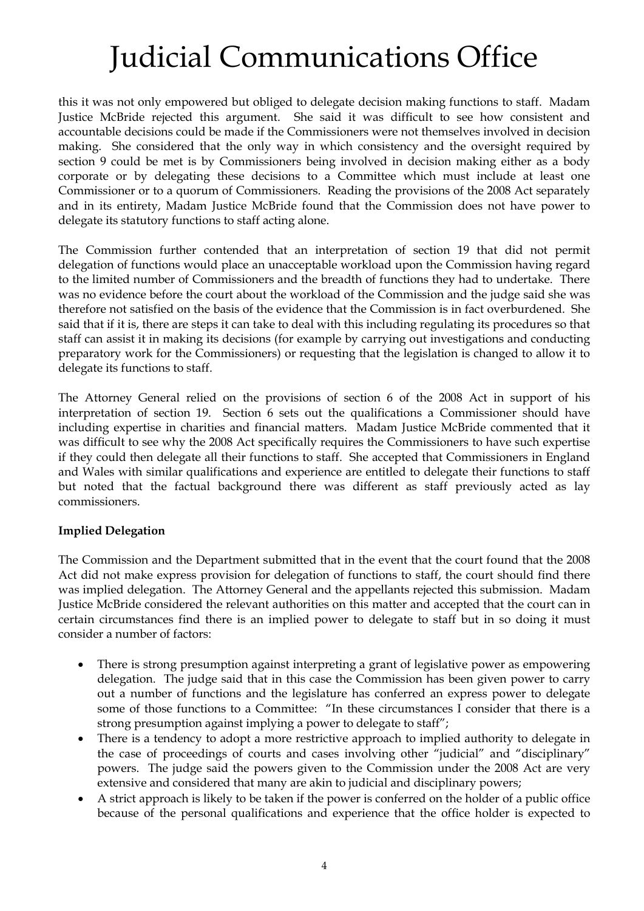this it was not only empowered but obliged to delegate decision making functions to staff. Madam Justice McBride rejected this argument. She said it was difficult to see how consistent and accountable decisions could be made if the Commissioners were not themselves involved in decision making. She considered that the only way in which consistency and the oversight required by section 9 could be met is by Commissioners being involved in decision making either as a body corporate or by delegating these decisions to a Committee which must include at least one Commissioner or to a quorum of Commissioners. Reading the provisions of the 2008 Act separately and in its entirety, Madam Justice McBride found that the Commission does not have power to delegate its statutory functions to staff acting alone.

The Commission further contended that an interpretation of section 19 that did not permit delegation of functions would place an unacceptable workload upon the Commission having regard to the limited number of Commissioners and the breadth of functions they had to undertake. There was no evidence before the court about the workload of the Commission and the judge said she was therefore not satisfied on the basis of the evidence that the Commission is in fact overburdened. She said that if it is, there are steps it can take to deal with this including regulating its procedures so that staff can assist it in making its decisions (for example by carrying out investigations and conducting preparatory work for the Commissioners) or requesting that the legislation is changed to allow it to delegate its functions to staff.

The Attorney General relied on the provisions of section 6 of the 2008 Act in support of his interpretation of section 19. Section 6 sets out the qualifications a Commissioner should have including expertise in charities and financial matters. Madam Justice McBride commented that it was difficult to see why the 2008 Act specifically requires the Commissioners to have such expertise if they could then delegate all their functions to staff. She accepted that Commissioners in England and Wales with similar qualifications and experience are entitled to delegate their functions to staff but noted that the factual background there was different as staff previously acted as lay commissioners.

**Implied Delegation**

The Commission and the Department submitted that in the event that the court found that the 2008 Act did not make express provision for delegation of functions to staff, the court should find there was implied delegation. The Attorney General and the appellants rejected this submission. Madam Justice McBride considered the relevant authorities on this matter and accepted that the court can in certain circumstances find there is an implied power to delegate to staff but in so doing it must consider a number of factors:

- There is strong presumption against interpreting a grant of legislative power as empowering delegation. The judge said that in this case the Commission has been given power to carry out a number of functions and the legislature has conferred an express power to delegate some of those functions to a Committee: "In these circumstances I consider that there is a strong presumption against implying a power to delegate to staff";
- There is a tendency to adopt a more restrictive approach to implied authority to delegate in the case of proceedings of courts and cases involving other "judicial" and "disciplinary" powers. The judge said the powers given to the Commission under the 2008 Act are very extensive and considered that many are akin to judicial and disciplinary powers;
- A strict approach is likely to be taken if the power is conferred on the holder of a public office because of the personal qualifications and experience that the office holder is expected to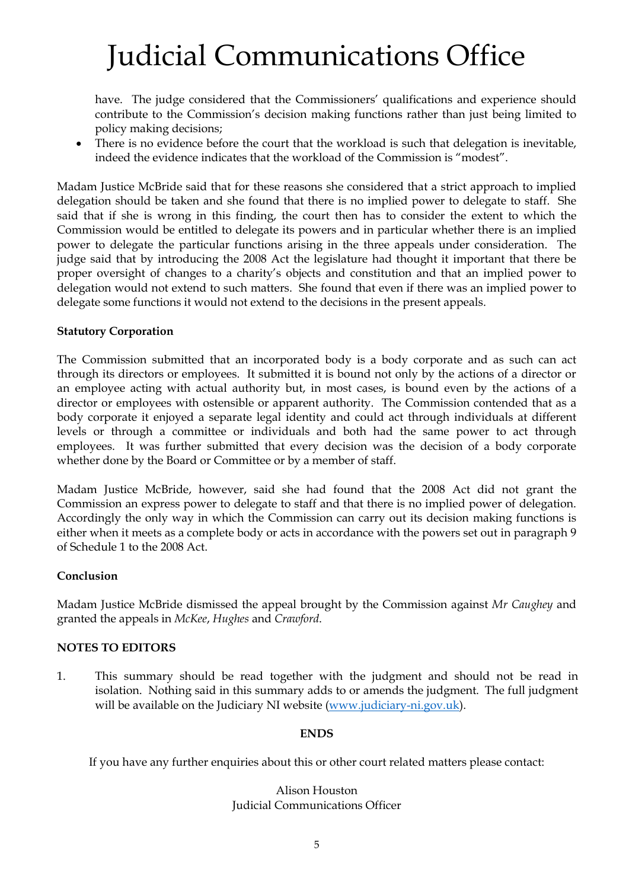have. The judge considered that the Commissioners' qualifications and experience should contribute to the Commission's decision making functions rather than just being limited to policy making decisions;

- There is no evidence before the court that the workload is such that delegation is inevitable, indeed the evidence indicates that the workload of the Commission is "modest".

Madam Justice McBride said that for these reasons she considered that a strict approach to implied delegation should be taken and she found that there is no implied power to delegate to staff. She said that if she is wrong in this finding, the court then has to consider the extent to which the Commission would be entitled to delegate its powers and in particular whether there is an implied power to delegate the particular functions arising in the three appeals under consideration. The judge said that by introducing the 2008 Act the legislature had thought it important that there be proper oversight of changes to a charity's objects and constitution and that an implied power to delegation would not extend to such matters. She found that even if there was an implied power to delegate some functions it would not extend to the decisions in the present appeals.

**Statutory Corporation**

The Commission submitted that an incorporated body is a body corporate and as such can act through its directors or employees. It submitted it is bound not only by the actions of a director or an employee acting with actual authority but, in most cases, is bound even by the actions of a director or employees with ostensible or apparent authority. The Commission contended that as a body corporate it enjoyed a separate legal identity and could act through individuals at different levels or through a committee or individuals and both had the same power to act through employees. It was further submitted that every decision was the decision of a body corporate whether done by the Board or Committee or by a member of staff.

Madam Justice McBride, however, said she had found that the 2008 Act did not grant the Commission an express power to delegate to staff and that there is no implied power of delegation. Accordingly the only way in which the Commission can carry out its decision making functions is either when it meets as a complete body or acts in accordance with the powers set out in paragraph 9 of Schedule 1 to the 2008 Act.

**Conclusion**

Madam Justice McBride dismissed the appeal brought by the Commission against *Mr Caughey* and granted the appeals in *McKee*, *Hughes* and *Crawford*.

**NOTES TO EDITORS**

1. This summary should be read together with the judgment and should not be read in isolation. Nothing said in this summary adds to or amends the judgment. The full judgment will be available on the Judiciary NI website (www.judiciary-ni.gov.uk).

**ENDS**

If you have any further enquiries about this or other court related matters please contact:

Alison Houston
Judicial Communications Officer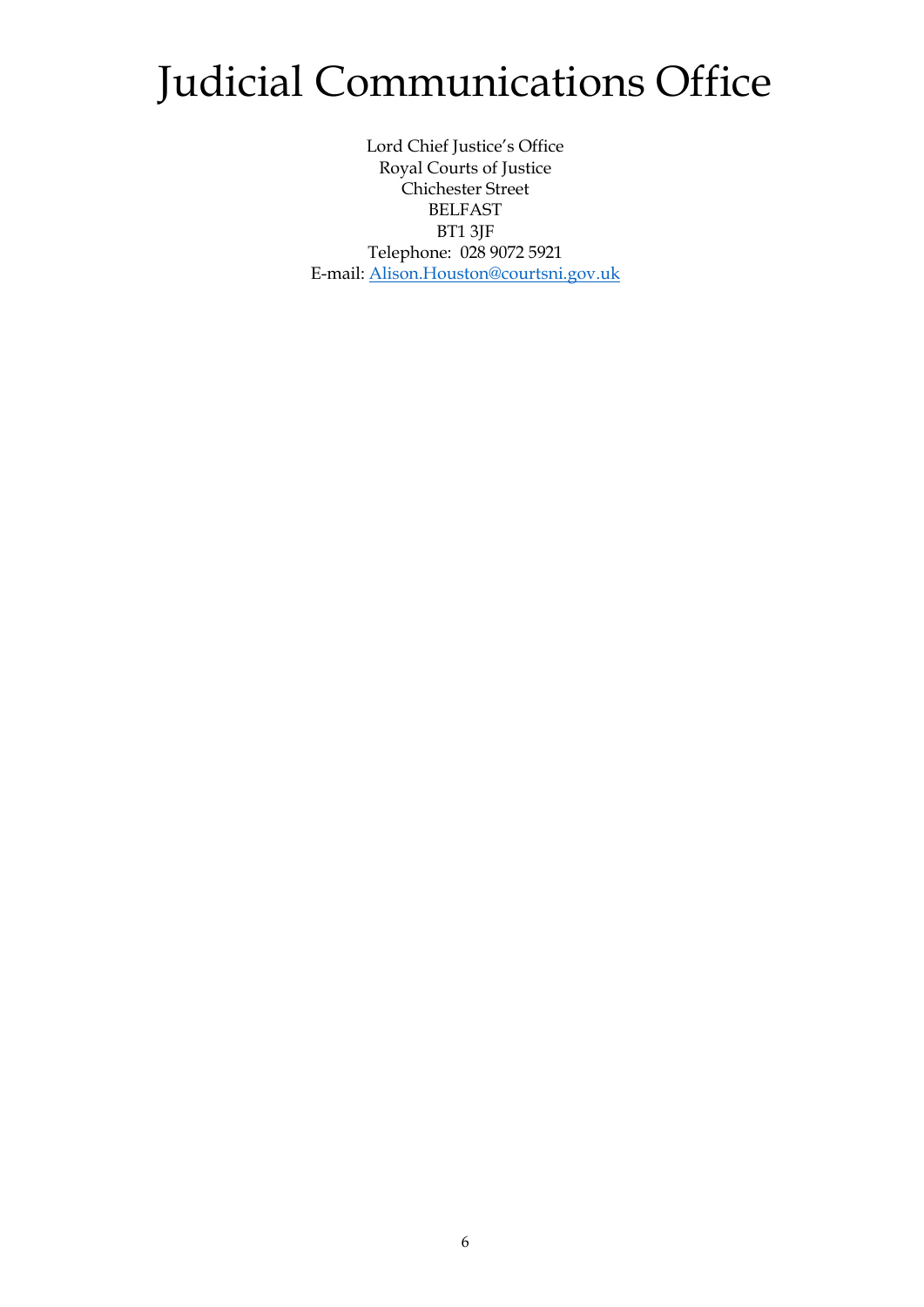# Judicial Communications Office

Lord Chief Justice's Office
Royal Courts of Justice
Chichester Street
BELFAST
BT1 3JF
Telephone: 028 9072 5921
E-mail: Alison.Houston@courtsni.gov.uk